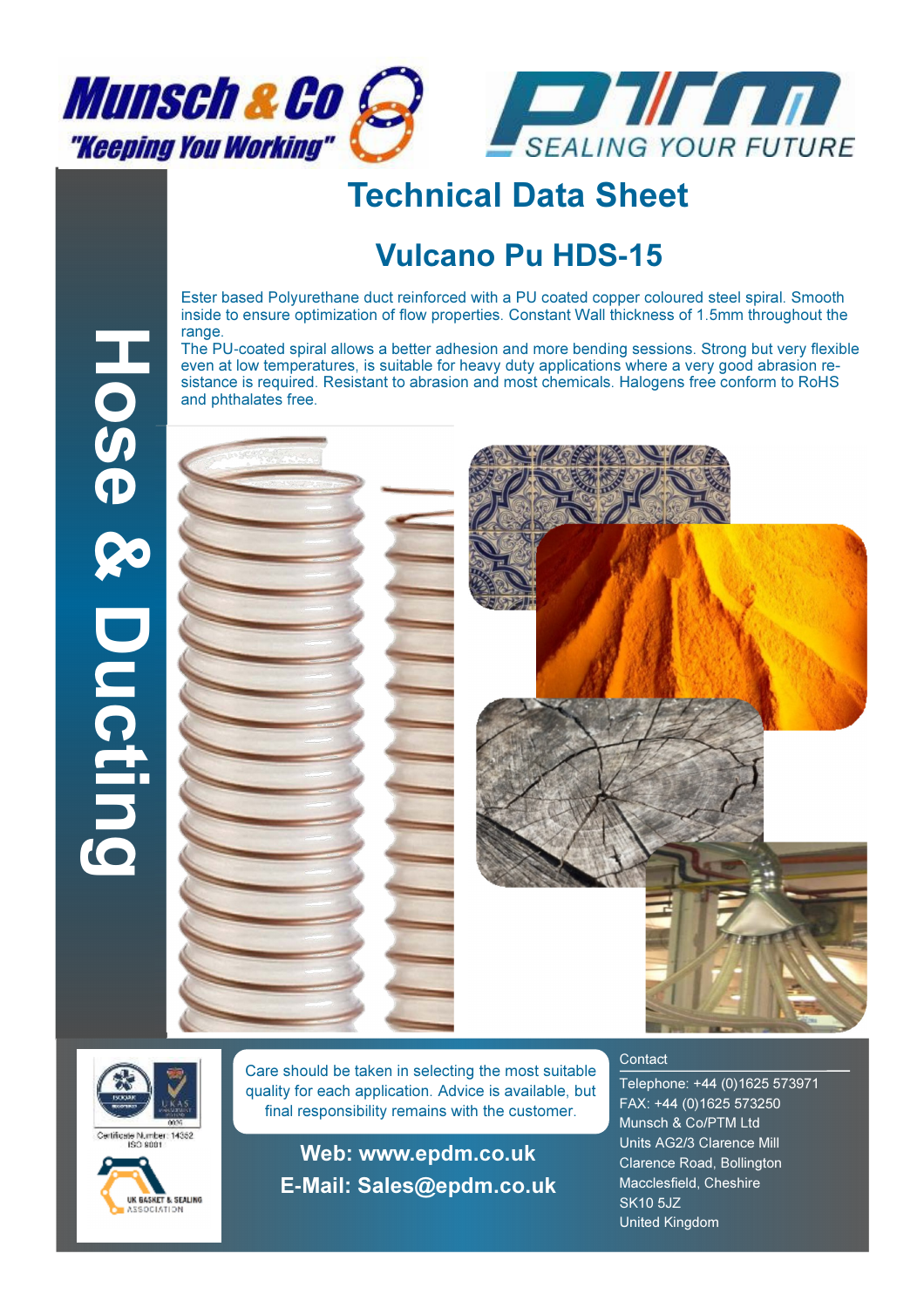Munsch & Co "Keeping You Working"

PTM SEALING YOUR FUTURE

# Technical Data Sheet

## Vulcano Pu HDS-15

Hose & Ducting

Ester based Polyurethane duct reinforced with a PU coated copper coloured steel spiral. Smooth inside to ensure optimization of flow properties. Constant Wall thickness of 1.5mm throughout the range.
The PU-coated spiral allows a better adhesion and more bending sessions. Strong but very flexible even at low temperatures, is suitable for heavy duty applications where a very good abrasion resistance is required. Resistant to abrasion and most chemicals. Halogens free conform to RoHS and phthalates free.

Certificate Number: 14352
ISO 9001

UK GASKET & SEALING ASSOCIATION

Care should be taken in selecting the most suitable quality for each application. Advice is available, but final responsibility remains with the customer.

**Web: www.epdm.co.uk**
**E-Mail: Sales@epdm.co.uk**

Contact
Telephone: +44 (0)1625 573971
FAX: +44 (0)1625 573250
Munsch & Co/PTM Ltd
Units AG2/3 Clarence Mill
Clarence Road, Bollington
Macclesfield, Cheshire
SK10 5JZ
United Kingdom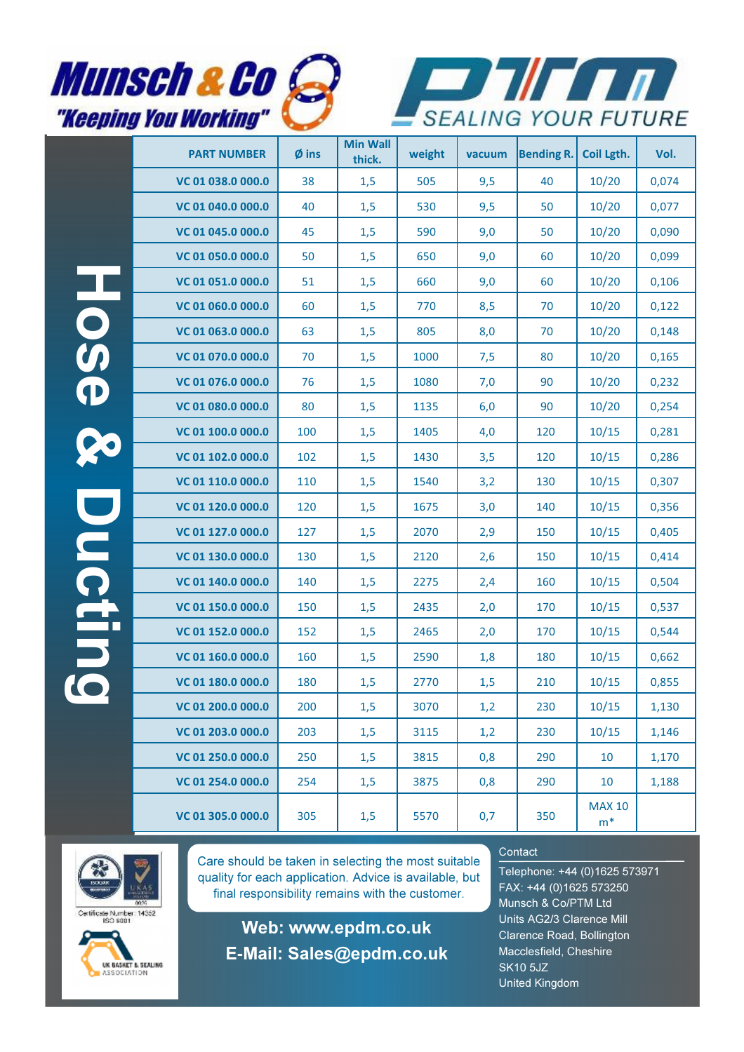# Munsch & Co

**"Keeping You Working"**

# PTM

SEALING YOUR FUTURE

## Hose & Ducting

| PART NUMBER | Ø ins | Min Wall thick. | weight | vacuum | Bending R. | Coil Lgth. | Vol. |
|---|---|---|---|---|---|---|---|
| VC 01 038.0 000.0 | 38 | 1,5 | 505 | 9,5 | 40 | 10/20 | 0,074 |
| VC 01 040.0 000.0 | 40 | 1,5 | 530 | 9,5 | 50 | 10/20 | 0,077 |
| VC 01 045.0 000.0 | 45 | 1,5 | 590 | 9,0 | 50 | 10/20 | 0,090 |
| VC 01 050.0 000.0 | 50 | 1,5 | 650 | 9,0 | 60 | 10/20 | 0,099 |
| VC 01 051.0 000.0 | 51 | 1,5 | 660 | 9,0 | 60 | 10/20 | 0,106 |
| VC 01 060.0 000.0 | 60 | 1,5 | 770 | 8,5 | 70 | 10/20 | 0,122 |
| VC 01 063.0 000.0 | 63 | 1,5 | 805 | 8,0 | 70 | 10/20 | 0,148 |
| VC 01 070.0 000.0 | 70 | 1,5 | 1000 | 7,5 | 80 | 10/20 | 0,165 |
| VC 01 076.0 000.0 | 76 | 1,5 | 1080 | 7,0 | 90 | 10/20 | 0,232 |
| VC 01 080.0 000.0 | 80 | 1,5 | 1135 | 6,0 | 90 | 10/20 | 0,254 |
| VC 01 100.0 000.0 | 100 | 1,5 | 1405 | 4,0 | 120 | 10/15 | 0,281 |
| VC 01 102.0 000.0 | 102 | 1,5 | 1430 | 3,5 | 120 | 10/15 | 0,286 |
| VC 01 110.0 000.0 | 110 | 1,5 | 1540 | 3,2 | 130 | 10/15 | 0,307 |
| VC 01 120.0 000.0 | 120 | 1,5 | 1675 | 3,0 | 140 | 10/15 | 0,356 |
| VC 01 127.0 000.0 | 127 | 1,5 | 2070 | 2,9 | 150 | 10/15 | 0,405 |
| VC 01 130.0 000.0 | 130 | 1,5 | 2120 | 2,6 | 150 | 10/15 | 0,414 |
| VC 01 140.0 000.0 | 140 | 1,5 | 2275 | 2,4 | 160 | 10/15 | 0,504 |
| VC 01 150.0 000.0 | 150 | 1,5 | 2435 | 2,0 | 170 | 10/15 | 0,537 |
| VC 01 152.0 000.0 | 152 | 1,5 | 2465 | 2,0 | 170 | 10/15 | 0,544 |
| VC 01 160.0 000.0 | 160 | 1,5 | 2590 | 1,8 | 180 | 10/15 | 0,662 |
| VC 01 180.0 000.0 | 180 | 1,5 | 2770 | 1,5 | 210 | 10/15 | 0,855 |
| VC 01 200.0 000.0 | 200 | 1,5 | 3070 | 1,2 | 230 | 10/15 | 1,130 |
| VC 01 203.0 000.0 | 203 | 1,5 | 3115 | 1,2 | 230 | 10/15 | 1,146 |
| VC 01 250.0 000.0 | 250 | 1,5 | 3815 | 0,8 | 290 | 10 | 1,170 |
| VC 01 254.0 000.0 | 254 | 1,5 | 3875 | 0,8 | 290 | 10 | 1,188 |
| VC 01 305.0 000.0 | 305 | 1,5 | 5570 | 0,7 | 350 | MAX 10 m* | |

Certificate Number: 14352 ISO 9001

UK GASKET & SEALING ASSOCIATION

Care should be taken in selecting the most suitable quality for each application. Advice is available, but final responsibility remains with the customer.

**Web: www.epdm.co.uk**

**E-Mail: Sales@epdm.co.uk**

Contact

Telephone: +44 (0)1625 573971
FAX: +44 (0)1625 573250
Munsch & Co/PTM Ltd
Units AG2/3 Clarence Mill
Clarence Road, Bollington
Macclesfield, Cheshire
SK10 5JZ
United Kingdom